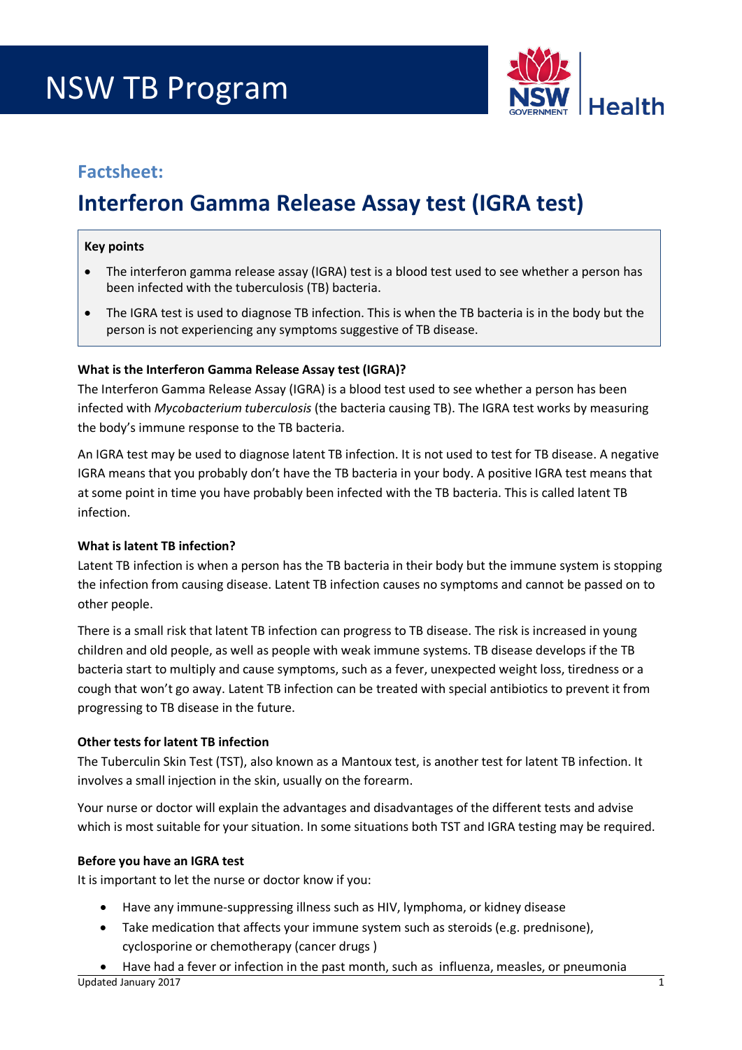# NSW TB Program

## Factsheet:

# Interferon Gamma Release Assay test (IGRA test)

**Key points**

- The interferon gamma release assay (IGRA) test is a blood test used to see whether a person has been infected with the tuberculosis (TB) bacteria.
- The IGRA test is used to diagnose TB infection. This is when the TB bacteria is in the body but the person is not experiencing any symptoms suggestive of TB disease.

### What is the Interferon Gamma Release Assay test (IGRA)?

The Interferon Gamma Release Assay (IGRA) is a blood test used to see whether a person has been infected with *Mycobacterium tuberculosis* (the bacteria causing TB). The IGRA test works by measuring the body's immune response to the TB bacteria.

An IGRA test may be used to diagnose latent TB infection. It is not used to test for TB disease. A negative IGRA means that you probably don't have the TB bacteria in your body. A positive IGRA test means that at some point in time you have probably been infected with the TB bacteria. This is called latent TB infection.

### What is latent TB infection?

Latent TB infection is when a person has the TB bacteria in their body but the immune system is stopping the infection from causing disease. Latent TB infection causes no symptoms and cannot be passed on to other people.

There is a small risk that latent TB infection can progress to TB disease. The risk is increased in young children and old people, as well as people with weak immune systems. TB disease develops if the TB bacteria start to multiply and cause symptoms, such as a fever, unexpected weight loss, tiredness or a cough that won't go away. Latent TB infection can be treated with special antibiotics to prevent it from progressing to TB disease in the future.

### Other tests for latent TB infection

The Tuberculin Skin Test (TST), also known as a Mantoux test, is another test for latent TB infection. It involves a small injection in the skin, usually on the forearm.

Your nurse or doctor will explain the advantages and disadvantages of the different tests and advise which is most suitable for your situation. In some situations both TST and IGRA testing may be required.

### Before you have an IGRA test

It is important to let the nurse or doctor know if you:

- Have any immune-suppressing illness such as HIV, lymphoma, or kidney disease
- Take medication that affects your immune system such as steroids (e.g. prednisone), cyclosporine or chemotherapy (cancer drugs )
- Have had a fever or infection in the past month, such as influenza, measles, or pneumonia

Updated January 2017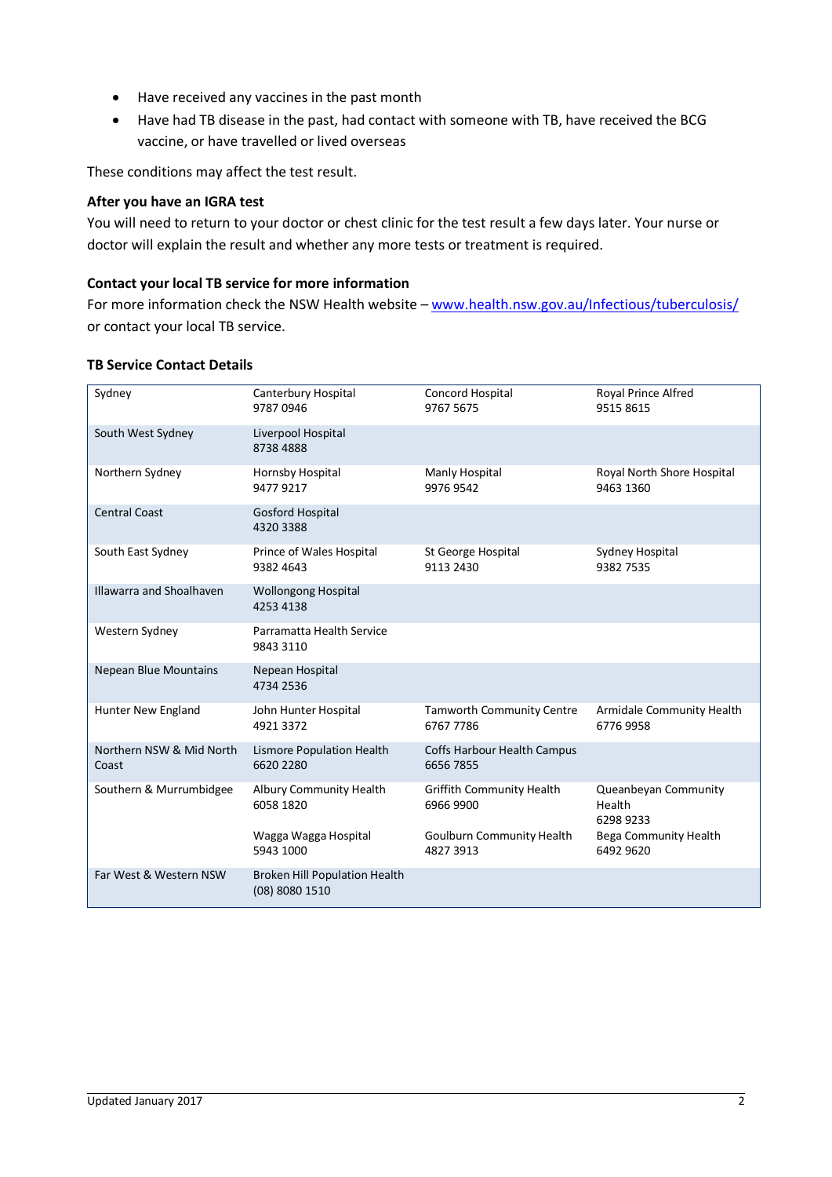- Have received any vaccines in the past month
- Have had TB disease in the past, had contact with someone with TB, have received the BCG vaccine, or have travelled or lived overseas

These conditions may affect the test result.

**After you have an IGRA test**

You will need to return to your doctor or chest clinic for the test result a few days later. Your nurse or doctor will explain the result and whether any more tests or treatment is required.

**Contact your local TB service for more information**

For more information check the NSW Health website – www.health.nsw.gov.au/Infectious/tuberculosis/ or contact your local TB service.

**TB Service Contact Details**

| | | | |
|---|---|---|---|
| Sydney | Canterbury Hospital 9787 0946 | Concord Hospital 9767 5675 | Royal Prince Alfred 9515 8615 |
| South West Sydney | Liverpool Hospital 8738 4888 | | |
| Northern Sydney | Hornsby Hospital 9477 9217 | Manly Hospital 9976 9542 | Royal North Shore Hospital 9463 1360 |
| Central Coast | Gosford Hospital 4320 3388 | | |
| South East Sydney | Prince of Wales Hospital 9382 4643 | St George Hospital 9113 2430 | Sydney Hospital 9382 7535 |
| Illawarra and Shoalhaven | Wollongong Hospital 4253 4138 | | |
| Western Sydney | Parramatta Health Service 9843 3110 | | |
| Nepean Blue Mountains | Nepean Hospital 4734 2536 | | |
| Hunter New England | John Hunter Hospital 4921 3372 | Tamworth Community Centre 6767 7786 | Armidale Community Health 6776 9958 |
| Northern NSW & Mid North Coast | Lismore Population Health 6620 2280 | Coffs Harbour Health Campus 6656 7855 | |
| Southern & Murrumbidgee | Albury Community Health 6058 1820<br>Wagga Wagga Hospital 5943 1000 | Griffith Community Health 6966 9900<br>Goulburn Community Health 4827 3913 | Queanbeyan Community Health 6298 9233<br>Bega Community Health 6492 9620 |
| Far West & Western NSW | Broken Hill Population Health (08) 8080 1510 | | |

Updated January 2017